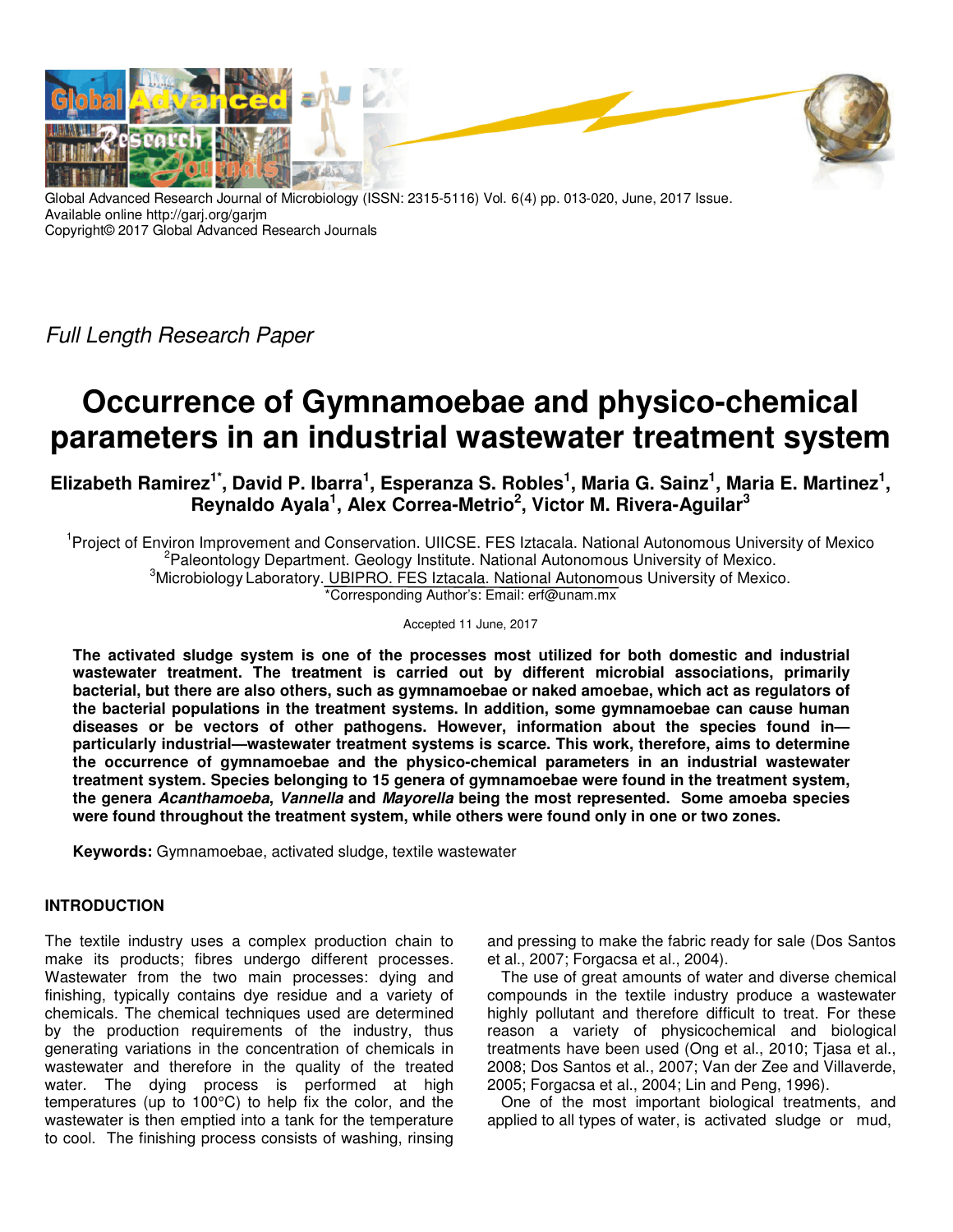Global Advanced Research Journal of Microbiology (ISSN: 2315-5116) Vol. 6(4) pp. 013-020, June, 2017 Issue.
Available online http://garj.org/garjm
Copyright© 2017 Global Advanced Research Journals

*Full Length Research Paper*

# Occurrence of Gymnamoebae and physico-chemical parameters in an industrial wastewater treatment system

**Elizabeth Ramirez[1*], David P. Ibarra[1], Esperanza S. Robles[1], Maria G. Sainz[1], Maria E. Martinez[1], Reynaldo Ayala[1], Alex Correa-Metrio[2], Victor M. Rivera-Aguilar[3]**

[1]Project of Environ Improvement and Conservation. UIICSE. FES Iztacala. National Autonomous University of Mexico
[2]Paleontology Department. Geology Institute. National Autonomous University of Mexico.
[3]Microbiology Laboratory. UBIPRO. FES Iztacala. National Autonomous University of Mexico.
*Corresponding Author's: Email: erf@unam.mx

Accepted 11 June, 2017

**The activated sludge system is one of the processes most utilized for both domestic and industrial wastewater treatment. The treatment is carried out by different microbial associations, primarily bacterial, but there are also others, such as gymnamoebae or naked amoebae, which act as regulators of the bacterial populations in the treatment systems. In addition, some gymnamoebae can cause human diseases or be vectors of other pathogens. However, information about the species found in—particularly industrial—wastewater treatment systems is scarce. This work, therefore, aims to determine the occurrence of gymnamoebae and the physico-chemical parameters in an industrial wastewater treatment system. Species belonging to 15 genera of gymnamoebae were found in the treatment system, the genera *Acanthamoeba*, *Vannella* and *Mayorella* being the most represented. Some amoeba species were found throughout the treatment system, while others were found only in one or two zones.**

**Keywords:** Gymnamoebae, activated sludge, textile wastewater

## INTRODUCTION

The textile industry uses a complex production chain to make its products; fibres undergo different processes. Wastewater from the two main processes: dying and finishing, typically contains dye residue and a variety of chemicals. The chemical techniques used are determined by the production requirements of the industry, thus generating variations in the concentration of chemicals in wastewater and therefore in the quality of the treated water. The dying process is performed at high temperatures (up to 100°C) to help fix the color, and the wastewater is then emptied into a tank for the temperature to cool. The finishing process consists of washing, rinsing and pressing to make the fabric ready for sale (Dos Santos et al., 2007; Forgacsa et al., 2004).

The use of great amounts of water and diverse chemical compounds in the textile industry produce a wastewater highly pollutant and therefore difficult to treat. For these reason a variety of physicochemical and biological treatments have been used (Ong et al., 2010; Tjasa et al., 2008; Dos Santos et al., 2007; Van der Zee and Villaverde, 2005; Forgacsa et al., 2004; Lin and Peng, 1996).

One of the most important biological treatments, and applied to all types of water, is activated sludge or mud,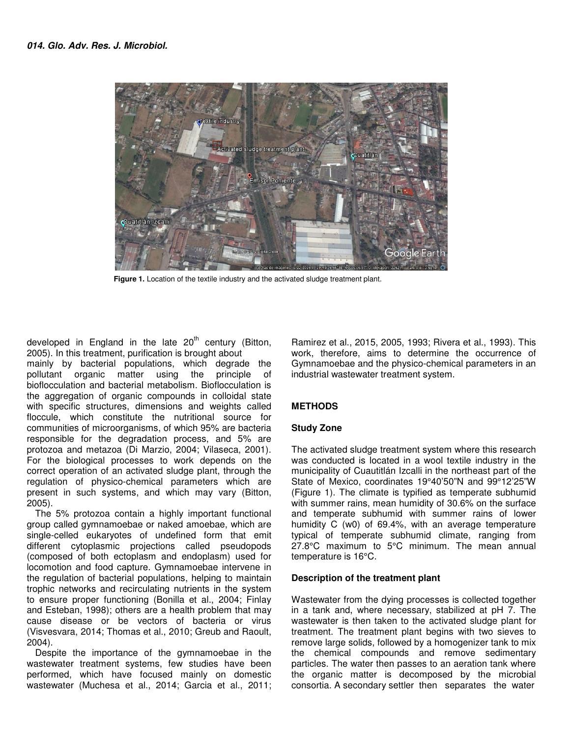Figure 1. Location of the textile industry and the activated sludge treatment plant.

developed in England in the late 20th century (Bitton, 2005). In this treatment, purification is brought about mainly by bacterial populations, which degrade the pollutant organic matter using the principle of bioflocculation and bacterial metabolism. Bioflocculation is the aggregation of organic compounds in colloidal state with specific structures, dimensions and weights called floccule, which constitute the nutritional source for communities of microorganisms, of which 95% are bacteria responsible for the degradation process, and 5% are protozoa and metazoa (Di Marzio, 2004; Vilaseca, 2001). For the biological processes to work depends on the correct operation of an activated sludge plant, through the regulation of physico-chemical parameters which are present in such systems, and which may vary (Bitton, 2005).

The 5% protozoa contain a highly important functional group called gymnamoebae or naked amoebae, which are single-celled eukaryotes of undefined form that emit different cytoplasmic projections called pseudopods (composed of both ectoplasm and endoplasm) used for locomotion and food capture. Gymnamoebae intervene in the regulation of bacterial populations, helping to maintain trophic networks and recirculating nutrients in the system to ensure proper functioning (Bonilla et al., 2004; Finlay and Esteban, 1998); others are a health problem that may cause disease or be vectors of bacteria or virus (Visvesvara, 2014; Thomas et al., 2010; Greub and Raoult, 2004).

Despite the importance of the gymnamoebae in the wastewater treatment systems, few studies have been performed, which have focused mainly on domestic wastewater (Muchesa et al., 2014; Garcia et al., 2011; Ramirez et al., 2015, 2005, 1993; Rivera et al., 1993). This work, therefore, aims to determine the occurrence of Gymnamoebae and the physico-chemical parameters in an industrial wastewater treatment system.

## METHODS

### Study Zone

The activated sludge treatment system where this research was conducted is located in a wool textile industry in the municipality of Cuautitlán Izcalli in the northeast part of the State of Mexico, coordinates 19°40'50"N and 99°12'25"W (Figure 1). The climate is typified as temperate subhumid with summer rains, mean humidity of 30.6% on the surface and temperate subhumid with summer rains of lower humidity C (w0) of 69.4%, with an average temperature typical of temperate subhumid climate, ranging from 27.8°C maximum to 5°C minimum. The mean annual temperature is 16°C.

### Description of the treatment plant

Wastewater from the dying processes is collected together in a tank and, where necessary, stabilized at pH 7. The wastewater is then taken to the activated sludge plant for treatment. The treatment plant begins with two sieves to remove large solids, followed by a homogenizer tank to mix the chemical compounds and remove sedimentary particles. The water then passes to an aeration tank where the organic matter is decomposed by the microbial consortia. A secondary settler then separates the water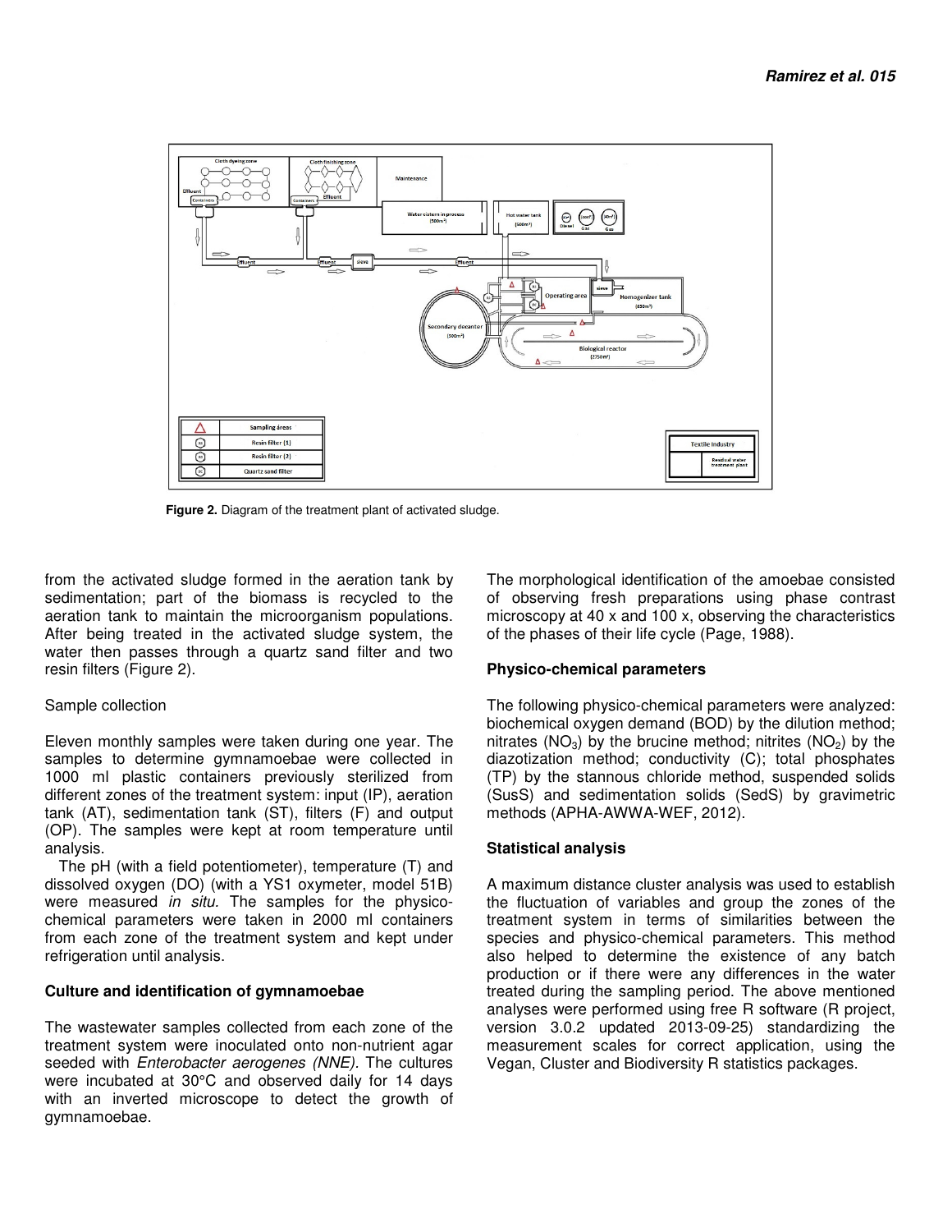**Figure 2.** Diagram of the treatment plant of activated sludge.

from the activated sludge formed in the aeration tank by sedimentation; part of the biomass is recycled to the aeration tank to maintain the microorganism populations. After being treated in the activated sludge system, the water then passes through a quartz sand filter and two resin filters (Figure 2).

Sample collection

Eleven monthly samples were taken during one year. The samples to determine gymnamoebae were collected in 1000 ml plastic containers previously sterilized from different zones of the treatment system: input (IP), aeration tank (AT), sedimentation tank (ST), filters (F) and output (OP). The samples were kept at room temperature until analysis.

The pH (with a field potentiometer), temperature (T) and dissolved oxygen (DO) (with a YS1 oxymeter, model 51B) were measured *in situ*. The samples for the physico-chemical parameters were taken in 2000 ml containers from each zone of the treatment system and kept under refrigeration until analysis.

### Culture and identification of gymnamoebae

The wastewater samples collected from each zone of the treatment system were inoculated onto non-nutrient agar seeded with *Enterobacter aerogenes (NNE)*. The cultures were incubated at 30°C and observed daily for 14 days with an inverted microscope to detect the growth of gymnamoebae.

The morphological identification of the amoebae consisted of observing fresh preparations using phase contrast microscopy at 40 x and 100 x, observing the characteristics of the phases of their life cycle (Page, 1988).

### Physico-chemical parameters

The following physico-chemical parameters were analyzed: biochemical oxygen demand (BOD) by the dilution method; nitrates ($NO_3$) by the brucine method; nitrites ($NO_2$) by the diazotization method; conductivity (C); total phosphates (TP) by the stannous chloride method, suspended solids (SusS) and sedimentation solids (SedS) by gravimetric methods (APHA-AWWA-WEF, 2012).

### Statistical analysis

A maximum distance cluster analysis was used to establish the fluctuation of variables and group the zones of the treatment system in terms of similarities between the species and physico-chemical parameters. This method also helped to determine the existence of any batch production or if there were any differences in the water treated during the sampling period. The above mentioned analyses were performed using free R software (R project, version 3.0.2 updated 2013-09-25) standardizing the measurement scales for correct application, using the Vegan, Cluster and Biodiversity R statistics packages.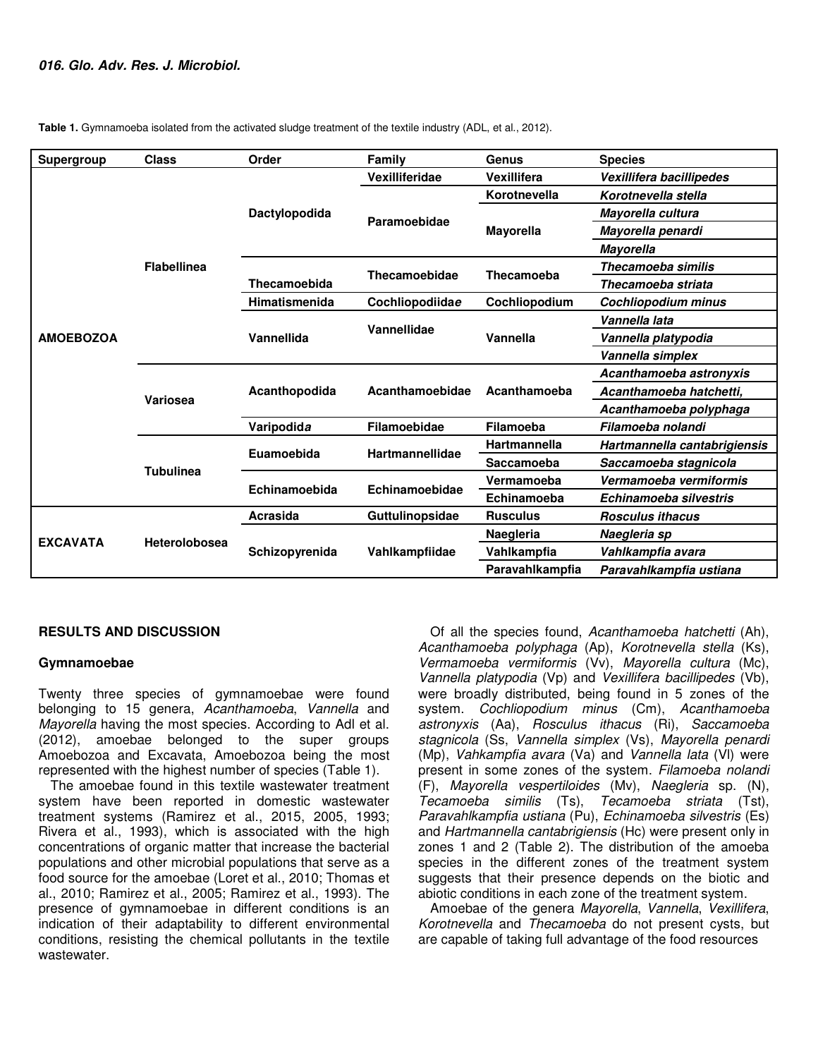**Table 1.** Gymnamoeba isolated from the activated sludge treatment of the textile industry (ADL, et al., 2012).

| Supergroup | Class | Order | Family | Genus | Species |
|---|---|---|---|---|---|
| **AMOEBOZOA** | **Flabellinea** | **Dactylopodida** | **Vexilliferidae** | **Vexillifera** | ***Vexillifera bacillipedes*** |
| | | | **Paramoebidae** | **Korotnevella** | ***Korotnevella stella*** |
| | | | | **Mayorella** | ***Mayorella cultura*** |
| | | | | | ***Mayorella penardi*** |
| | | | | | ***Mayorella*** |
| | | **Thecamoebida** | **Thecamoebidae** | **Thecamoeba** | ***Thecamoeba similis*** |
| | | | | | ***Thecamoeba striata*** |
| | | **Himatismenida** | **Cochliopodiidae** | **Cochliopodium** | ***Cochliopodium minus*** |
| | | **Vannellida** | **Vannellidae** | **Vannella** | ***Vannella lata*** |
| | | | | | ***Vannella platypodia*** |
| | | | | | ***Vannella simplex*** |
| | **Variosea** | **Acanthopodida** | **Acanthamoebidae** | **Acanthamoeba** | ***Acanthamoeba astronyxis*** |
| | | | | | ***Acanthamoeba hatchetti,*** |
| | | | | | ***Acanthamoeba polyphaga*** |
| | | **Varipodida** | **Filamoebidae** | **Filamoeba** | ***Filamoeba nolandi*** |
| | **Tubulinea** | **Euamoebida** | **Hartmannellidae** | **Hartmannella** | ***Hartmannella cantabrigiensis*** |
| | | | | **Saccamoeba** | ***Saccamoeba stagnicola*** |
| | | **Echinamoebida** | **Echinamoebidae** | **Vermamoeba** | ***Vermamoeba vermiformis*** |
| | | | | **Echinamoeba** | ***Echinamoeba silvestris*** |
| **EXCAVATA** | **Heterolobosea** | **Acrasida** | **Guttulinopsidae** | **Rusculus** | ***Rosculus ithacus*** |
| | | **Schizopyrenida** | **Vahlkampfiidae** | **Naegleria** | ***Naegleria sp*** |
| | | | | **Vahlkampfia** | ***Vahlkampfia avara*** |
| | | | | **Paravahlkampfia** | ***Paravahlkampfia ustiana*** |

## RESULTS AND DISCUSSION

### Gymnamoebae

Twenty three species of gymnamoebae were found belonging to 15 genera, *Acanthamoeba*, *Vannella* and *Mayorella* having the most species. According to Adl et al. (2012), amoebae belonged to the super groups Amoebozoa and Excavata, Amoebozoa being the most represented with the highest number of species (Table 1).

The amoebae found in this textile wastewater treatment system have been reported in domestic wastewater treatment systems (Ramirez et al., 2015, 2005, 1993; Rivera et al., 1993), which is associated with the high concentrations of organic matter that increase the bacterial populations and other microbial populations that serve as a food source for the amoebae (Loret et al., 2010; Thomas et al., 2010; Ramirez et al., 2005; Ramirez et al., 1993). The presence of gymnamoebae in different conditions is an indication of their adaptability to different environmental conditions, resisting the chemical pollutants in the textile wastewater.

Of all the species found, *Acanthamoeba hatchetti* (Ah), *Acanthamoeba polyphaga* (Ap), *Korotnevella stella* (Ks), *Vermamoeba vermiformis* (Vv), *Mayorella cultura* (Mc), *Vannella platypodia* (Vp) and *Vexillifera bacillipedes* (Vb), were broadly distributed, being found in 5 zones of the system. *Cochliopodium minus* (Cm), *Acanthamoeba astronyxis* (Aa), *Rosculus ithacus* (Ri), *Saccamoeba stagnicola* (Ss, *Vannella simplex* (Vs), *Mayorella penardi* (Mp), *Vahkampfia avara* (Va) and *Vannella lata* (Vl) were present in some zones of the system. *Filamoeba nolandi* (F), *Mayorella vespertiloides* (Mv), *Naegleria* sp. (N), *Tecamoeba similis* (Ts), *Tecamoeba striata* (Tst), *Paravahlkampfia ustiana* (Pu), *Echinamoeba silvestris* (Es) and *Hartmannella cantabrigiensis* (Hc) were present only in zones 1 and 2 (Table 2). The distribution of the amoeba species in the different zones of the treatment system suggests that their presence depends on the biotic and abiotic conditions in each zone of the treatment system.

Amoebae of the genera *Mayorella*, *Vannella*, *Vexillifera*, *Korotnevella* and *Thecamoeba* do not present cysts, but are capable of taking full advantage of the food resources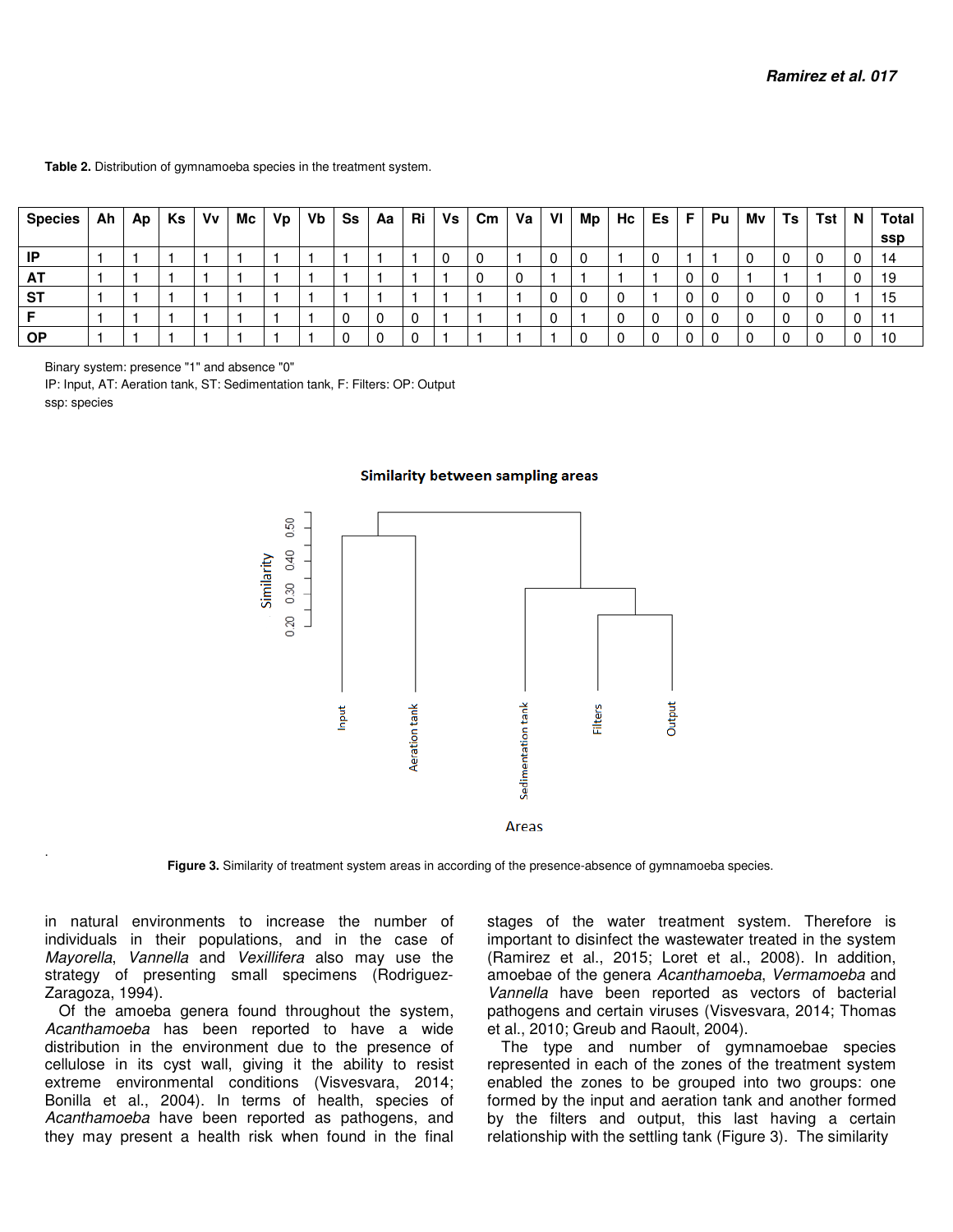**Table 2.** Distribution of gymnamoeba species in the treatment system.

| Species | Ah | Ap | Ks | Vv | Mc | Vp | Vb | Ss | Aa | Ri | Vs | Cm | Va | Vl | Mp | Hc | Es | F | Pu | Mv | Ts | Tst | N | Total ssp |
|---|---|---|---|---|---|---|---|---|---|---|---|---|---|---|---|---|---|---|---|---|---|---|---|---|
| IP | 1 | 1 | 1 | 1 | 1 | 1 | 1 | 1 | 1 | 1 | 0 | 0 | 1 | 0 | 0 | 1 | 0 | 1 | 1 | 0 | 0 | 0 | 0 | 14 |
| AT | 1 | 1 | 1 | 1 | 1 | 1 | 1 | 1 | 1 | 1 | 1 | 0 | 0 | 1 | 1 | 1 | 1 | 0 | 0 | 1 | 1 | 1 | 0 | 19 |
| ST | 1 | 1 | 1 | 1 | 1 | 1 | 1 | 1 | 1 | 1 | 1 | 1 | 1 | 0 | 0 | 0 | 1 | 0 | 0 | 0 | 0 | 0 | 1 | 15 |
| F | 1 | 1 | 1 | 1 | 1 | 1 | 1 | 0 | 0 | 0 | 1 | 1 | 1 | 0 | 1 | 0 | 0 | 0 | 0 | 0 | 0 | 0 | 0 | 11 |
| OP | 1 | 1 | 1 | 1 | 1 | 1 | 1 | 0 | 0 | 0 | 1 | 1 | 1 | 1 | 0 | 0 | 0 | 0 | 0 | 0 | 0 | 0 | 0 | 10 |

Binary system: presence "1" and absence "0"
IP: Input, AT: Aeration tank, ST: Sedimentation tank, F: Filters: OP: Output
ssp: species

**Figure 3.** Similarity of treatment system areas in according of the presence-absence of gymnamoeba species.

in natural environments to increase the number of individuals in their populations, and in the case of *Mayorella*, *Vannella* and *Vexillifera* also may use the strategy of presenting small specimens (Rodriguez-Zaragoza, 1994).

Of the amoeba genera found throughout the system, *Acanthamoeba* has been reported to have a wide distribution in the environment due to the presence of cellulose in its cyst wall, giving it the ability to resist extreme environmental conditions (Visvesvara, 2014; Bonilla et al., 2004). In terms of health, species of *Acanthamoeba* have been reported as pathogens, and they may present a health risk when found in the final stages of the water treatment system. Therefore is important to disinfect the wastewater treated in the system (Ramirez et al., 2015; Loret et al., 2008). In addition, amoebae of the genera *Acanthamoeba*, *Vermamoeba* and *Vannella* have been reported as vectors of bacterial pathogens and certain viruses (Visvesvara, 2014; Thomas et al., 2010; Greub and Raoult, 2004).

The type and number of gymnamoebae species represented in each of the zones of the treatment system enabled the zones to be grouped into two groups: one formed by the input and aeration tank and another formed by the filters and output, this last having a certain relationship with the settling tank (Figure 3). The similarity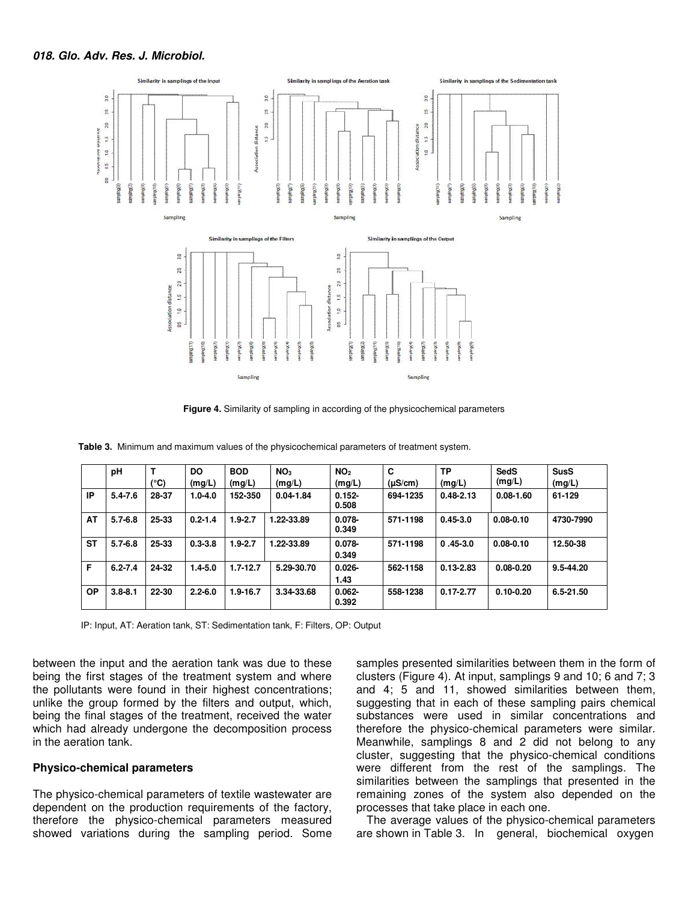**Figure 4.** Similarity of sampling in according of the physicochemical parameters

**Table 3.** Minimum and maximum values of the physicochemical parameters of treatment system.

| | pH | T (°C) | DO (mg/L) | BOD (mg/L) | $NO_3$ (mg/L) | $NO_2$ (mg/L) | C (µS/cm) | TP (mg/L) | SedS (mg/L) | SusS (mg/L) |
|---|---|---|---|---|---|---|---|---|---|---|
| IP | 5.4-7.6 | 28-37 | 1.0-4.0 | 152-350 | 0.04-1.84 | 0.152-0.508 | 694-1235 | 0.48-2.13 | 0.08-1.60 | 61-129 |
| AT | 5.7-6.8 | 25-33 | 0.2-1.4 | 1.9-2.7 | 1.22-33.89 | 0.078-0.349 | 571-1198 | 0.45-3.0 | 0.08-0.10 | 4730-7990 |
| ST | 5.7-6.8 | 25-33 | 0.3-3.8 | 1.9-2.7 | 1.22-33.89 | 0.078-0.349 | 571-1198 | 0 .45-3.0 | 0.08-0.10 | 12.50-38 |
| F | 6.2-7.4 | 24-32 | 1.4-5.0 | 1.7-12.7 | 5.29-30.70 | 0.026-1.43 | 562-1158 | 0.13-2.83 | 0.08-0.20 | 9.5-44.20 |
| OP | 3.8-8.1 | 22-30 | 2.2-6.0 | 1.9-16.7 | 3.34-33.68 | 0.062-0.392 | 558-1238 | 0.17-2.77 | 0.10-0.20 | 6.5-21.50 |

IP: Input, AT: Aeration tank, ST: Sedimentation tank, F: Filters, OP: Output

between the input and the aeration tank was due to these being the first stages of the treatment system and where the pollutants were found in their highest concentrations; unlike the group formed by the filters and output, which, being the final stages of the treatment, received the water which had already undergone the decomposition process in the aeration tank.

## Physico-chemical parameters

The physico-chemical parameters of textile wastewater are dependent on the production requirements of the factory, therefore the physico-chemical parameters measured showed variations during the sampling period. Some samples presented similarities between them in the form of clusters (Figure 4). At input, samplings 9 and 10; 6 and 7; 3 and 4; 5 and 11, showed similarities between them, suggesting that in each of these sampling pairs chemical substances were used in similar concentrations and therefore the physico-chemical parameters were similar. Meanwhile, samplings 8 and 2 did not belong to any cluster, suggesting that the physico-chemical conditions were different from the rest of the samplings. The similarities between the samplings that presented in the remaining zones of the system also depended on the processes that take place in each one.

The average values of the physico-chemical parameters are shown in Table 3. In general, biochemical oxygen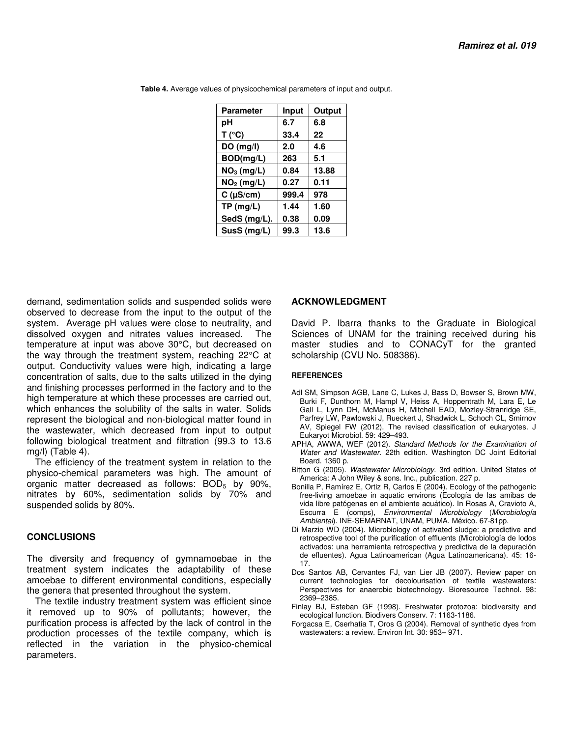**Table 4.** Average values of physicochemical parameters of input and output.

| Parameter | Input | Output |
|---|---|---|
| pH | 6.7 | 6.8 |
| T (°C) | 33.4 | 22 |
| DO (mg/l) | 2.0 | 4.6 |
| BOD(mg/L) | 263 | 5.1 |
| $NO_3$ (mg/L) | 0.84 | 13.88 |
| $NO_2$ (mg/L) | 0.27 | 0.11 |
| C (µS/cm) | 999.4 | 978 |
| TP (mg/L) | 1.44 | 1.60 |
| SedS (mg/L). | 0.38 | 0.09 |
| SusS (mg/L) | 99.3 | 13.6 |

demand, sedimentation solids and suspended solids were observed to decrease from the input to the output of the system. Average pH values were close to neutrality, and dissolved oxygen and nitrates values increased. The temperature at input was above 30°C, but decreased on the way through the treatment system, reaching 22°C at output. Conductivity values were high, indicating a large concentration of salts, due to the salts utilized in the dying and finishing processes performed in the factory and to the high temperature at which these processes are carried out, which enhances the solubility of the salts in water. Solids represent the biological and non-biological matter found in the wastewater, which decreased from input to output following biological treatment and filtration (99.3 to 13.6 mg/l) (Table 4).

The efficiency of the treatment system in relation to the physico-chemical parameters was high. The amount of organic matter decreased as follows: $BOD_5$ by 90%, nitrates by 60%, sedimentation solids by 70% and suspended solids by 80%.

## CONCLUSIONS

The diversity and frequency of gymnamoebae in the treatment system indicates the adaptability of these amoebae to different environmental conditions, especially the genera that presented throughout the system.

The textile industry treatment system was efficient since it removed up to 90% of pollutants; however, the purification process is affected by the lack of control in the production processes of the textile company, which is reflected in the variation in the physico-chemical parameters.

## ACKNOWLEDGMENT

David P. Ibarra thanks to the Graduate in Biological Sciences of UNAM for the training received during his master studies and to CONACyT for the granted scholarship (CVU No. 508386).

### REFERENCES

Adl SM, Simpson AGB, Lane C, Lukes J, Bass D, Bowser S, Brown MW, Burki F, Dunthorn M, Hampl V, Heiss A, Hoppenrath M, Lara E, Le Gall L, Lynn DH, McManus H, Mitchell EAD, Mozley-Stranridge SE, Parfrey LW, Pawlowski J, Rueckert J, Shadwick L, Schoch CL, Smirnov AV, Spiegel FW (2012). The revised classification of eukaryotes. J Eukaryot Microbiol. 59: 429–493.

APHA, AWWA, WEF (2012). *Standard Methods for the Examination of Water and Wastewater*. 22th edition. Washington DC Joint Editorial Board. 1360 p.

Bitton G (2005). *Wastewater Microbiology*. 3rd edition. United States of America: A John Wiley & sons. Inc., publication. 227 p.

Bonilla P, Ramírez E, Ortiz R, Carlos E (2004). Ecology of the pathogenic free-living amoebae in aquatic environs (Ecología de las amibas de vida libre patógenas en el ambiente acuático). In Rosas A, Cravioto A, Escurra E (comps), *Environmental Microbiology* (*Microbiología Ambiental*). INE-SEMARNAT, UNAM, PUMA. México. 67-81pp.

Di Marzio WD (2004). Microbiology of activated sludge: a predictive and retrospective tool of the purification of effluents (Microbiología de lodos activados: una herramienta retrospectiva y predictiva de la depuración de efluentes). Agua Latinoamerican (Agua Latinoamericana). 45: 16-17.

Dos Santos AB, Cervantes FJ, van Lier JB (2007). Review paper on current technologies for decolourisation of textile wastewaters: Perspectives for anaerobic biotechnology. Bioresource Technol. 98: 2369–2385.

Finlay BJ, Esteban GF (1998). Freshwater protozoa: biodiversity and ecological function. Biodivers Conserv. 7: 1163-1186.

Forgacsa E, Cserhatia T, Oros G (2004). Removal of synthetic dyes from wastewaters: a review. Environ Int. 30: 953– 971.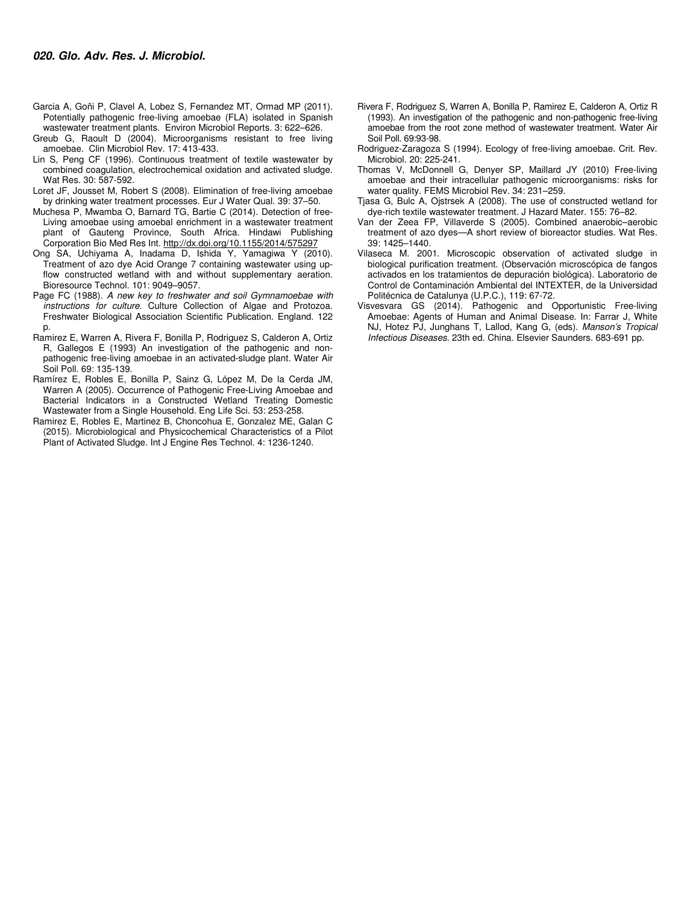Garcia A, Goñi P, Clavel A, Lobez S, Fernandez MT, Ormad MP (2011). Potentially pathogenic free-living amoebae (FLA) isolated in Spanish wastewater treatment plants. Environ Microbiol Reports. 3: 622–626.

Greub G, Raoult D (2004). Microorganisms resistant to free living amoebae. Clin Microbiol Rev. 17: 413-433.

Lin S, Peng CF (1996). Continuous treatment of textile wastewater by combined coagulation, electrochemical oxidation and activated sludge. Wat Res. 30: 587-592.

Loret JF, Jousset M, Robert S (2008). Elimination of free-living amoebae by drinking water treatment processes. Eur J Water Qual. 39: 37–50.

Muchesa P, Mwamba O, Barnard TG, Bartie C (2014). Detection of free-Living amoebae using amoebal enrichment in a wastewater treatment plant of Gauteng Province, South Africa. Hindawi Publishing Corporation Bio Med Res Int. http://dx.doi.org/10.1155/2014/575297

Ong SA, Uchiyama A, Inadama D, Ishida Y, Yamagiwa Y (2010). Treatment of azo dye Acid Orange 7 containing wastewater using up-flow constructed wetland with and without supplementary aeration. Bioresource Technol. 101: 9049–9057.

Page FC (1988). *A new key to freshwater and soil Gymnamoebae with instructions for culture*. Culture Collection of Algae and Protozoa. Freshwater Biological Association Scientific Publication. England. 122 p.

Ramirez E, Warren A, Rivera F, Bonilla P, Rodriguez S, Calderon A, Ortiz R, Gallegos E (1993) An investigation of the pathogenic and non-pathogenic free-living amoebae in an activated-sludge plant. Water Air Soil Poll. 69: 135-139.

Ramírez E, Robles E, Bonilla P, Sainz G, López M, De la Cerda JM, Warren A (2005). Occurrence of Pathogenic Free-Living Amoebae and Bacterial Indicators in a Constructed Wetland Treating Domestic Wastewater from a Single Household. Eng Life Sci. 53: 253-258.

Ramirez E, Robles E, Martinez B, Choncohua E, Gonzalez ME, Galan C (2015). Microbiological and Physicochemical Characteristics of a Pilot Plant of Activated Sludge. Int J Engine Res Technol. 4: 1236-1240.

Rivera F, Rodriguez S, Warren A, Bonilla P, Ramirez E, Calderon A, Ortiz R (1993). An investigation of the pathogenic and non-pathogenic free-living amoebae from the root zone method of wastewater treatment. Water Air Soil Poll. 69:93-98.

Rodriguez-Zaragoza S (1994). Ecology of free-living amoebae. Crit. Rev. Microbiol. 20: 225-241.

Thomas V, McDonnell G, Denyer SP, Maillard JY (2010) Free-living amoebae and their intracellular pathogenic microorganisms: risks for water quality. FEMS Microbiol Rev. 34: 231–259.

Tjasa G, Bulc A, Ojstrsek A (2008). The use of constructed wetland for dye-rich textile wastewater treatment. J Hazard Mater. 155: 76–82.

Van der Zeea FP, Villaverde S (2005). Combined anaerobic–aerobic treatment of azo dyes—A short review of bioreactor studies. Wat Res. 39: 1425–1440.

Vilaseca M. 2001. Microscopic observation of activated sludge in biological purification treatment. (Observación microscópica de fangos activados en los tratamientos de depuración biológica). Laboratorio de Control de Contaminación Ambiental del INTEXTER, de la Universidad Politécnica de Catalunya (U.P.C.), 119: 67-72.

Visvesvara GS (2014). Pathogenic and Opportunistic Free-living Amoebae: Agents of Human and Animal Disease. In: Farrar J, White NJ, Hotez PJ, Junghans T, Lallod, Kang G, (eds). *Manson's Tropical Infectious Diseases*. 23th ed. China. Elsevier Saunders. 683-691 pp.